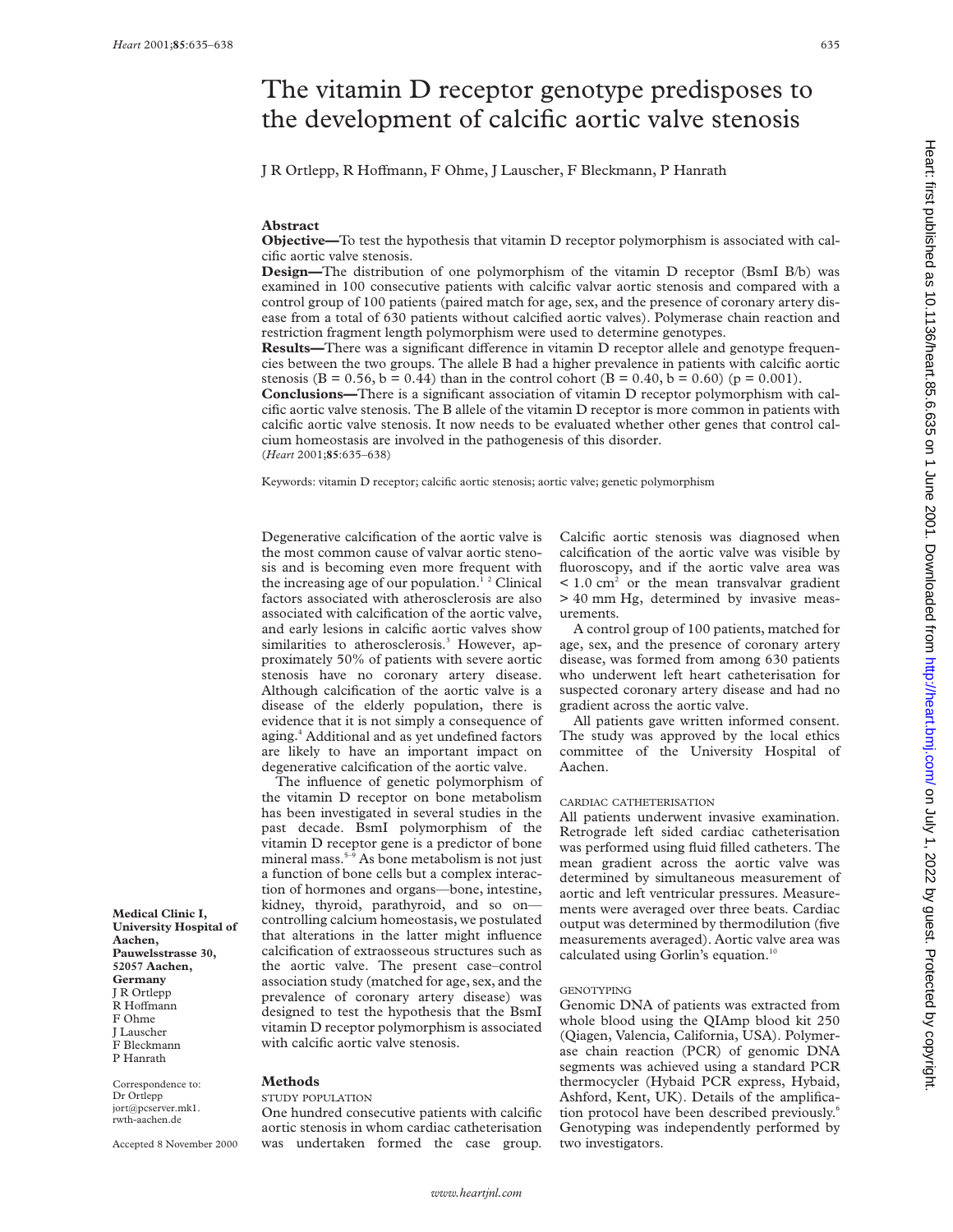# The vitamin D receptor genotype predisposes to the development of calcific aortic valve stenosis

J R Ortlepp, R Hoffmann, F Ohme, J Lauscher, F Bleckmann, P Hanrath

## Abstract

**Objective**—To test the hypothesis that vitamin D receptor polymorphism is associated with calcific aortic valve stenosis.

**Design**—The distribution of one polymorphism of the vitamin D receptor (BsmI B/b) was examined in 100 consecutive patients with calcific valvar aortic stenosis and compared with a control group of 100 patients (paired match for age, sex, and the presence of coronary artery disease from a total of 630 patients without calcified aortic valves). Polymerase chain reaction and restriction fragment length polymorphism were used to determine genotypes.

**Results**—There was a significant difference in vitamin D receptor allele and genotype frequencies between the two groups. The allele B had a higher prevalence in patients with calcific aortic stenosis (B = 0.56, b = 0.44) than in the control cohort (B = 0.40, b = 0.60) ($p = 0.001$).

**Conclusions**—There is a significant association of vitamin D receptor polymorphism with calcific aortic valve stenosis. The B allele of the vitamin D receptor is more common in patients with calcific aortic valve stenosis. It now needs to be evaluated whether other genes that control calcium homeostasis are involved in the pathogenesis of this disorder.

(*Heart* 2001;**85**:635–638)

Keywords: vitamin D receptor; calcific aortic stenosis; aortic valve; genetic polymorphism

Degenerative calcification of the aortic valve is the most common cause of valvar aortic stenosis and is becoming even more frequent with the increasing age of our population.[1 2] Clinical factors associated with atherosclerosis are also associated with calcification of the aortic valve, and early lesions in calcific aortic valves show similarities to atherosclerosis.[3] However, approximately 50% of patients with severe aortic stenosis have no coronary artery disease. Although calcification of the aortic valve is a disease of the elderly population, there is evidence that it is not simply a consequence of aging.[4] Additional and as yet undefined factors are likely to have an important impact on degenerative calcification of the aortic valve.

The influence of genetic polymorphism of the vitamin D receptor on bone metabolism has been investigated in several studies in the past decade. BsmI polymorphism of the vitamin D receptor gene is a predictor of bone mineral mass.[5–9] As bone metabolism is not just a function of bone cells but a complex interaction of hormones and organs—bone, intestine, kidney, thyroid, parathyroid, and so on—controlling calcium homeostasis, we postulated that alterations in the latter might influence calcification of extraosseous structures such as the aortic valve. The present case–control association study (matched for age, sex, and the prevalence of coronary artery disease) was designed to test the hypothesis that the BsmI vitamin D receptor polymorphism is associated with calcific aortic valve stenosis.

**Medical Clinic I, University Hospital of Aachen, Pauwelsstrasse 30, 52057 Aachen, Germany**
J R Ortlepp
R Hoffmann
F Ohme
J Lauscher
F Bleckmann
P Hanrath

Correspondence to: Dr Ortlepp
jort@pcserver.mk1.rwth-aachen.de

Accepted 8 November 2000

## Methods

### STUDY POPULATION

One hundred consecutive patients with calcific aortic stenosis in whom cardiac catheterisation was undertaken formed the case group. Calcific aortic stenosis was diagnosed when calcification of the aortic valve was visible by fluoroscopy, and if the aortic valve area was $< 1.0$ cm$^2$ or the mean transvalvar gradient $> 40$ mm Hg, determined by invasive measurements.

A control group of 100 patients, matched for age, sex, and the presence of coronary artery disease, was formed from among 630 patients who underwent left heart catheterisation for suspected coronary artery disease and had no gradient across the aortic valve.

All patients gave written informed consent. The study was approved by the local ethics committee of the University Hospital of Aachen.

### CARDIAC CATHETERISATION

All patients underwent invasive examination. Retrograde left sided cardiac catheterisation was performed using fluid filled catheters. The mean gradient across the aortic valve was determined by simultaneous measurement of aortic and left ventricular pressures. Measurements were averaged over three beats. Cardiac output was determined by thermodilution (five measurements averaged). Aortic valve area was calculated using Gorlin's equation.[10]

### GENOTYPING

Genomic DNA of patients was extracted from whole blood using the QIAmp blood kit 250 (Qiagen, Valencia, California, USA). Polymerase chain reaction (PCR) of genomic DNA segments was achieved using a standard PCR thermocycler (Hybaid PCR express, Hybaid, Ashford, Kent, UK). Details of the amplification protocol have been described previously.[6] Genotyping was independently performed by two investigators.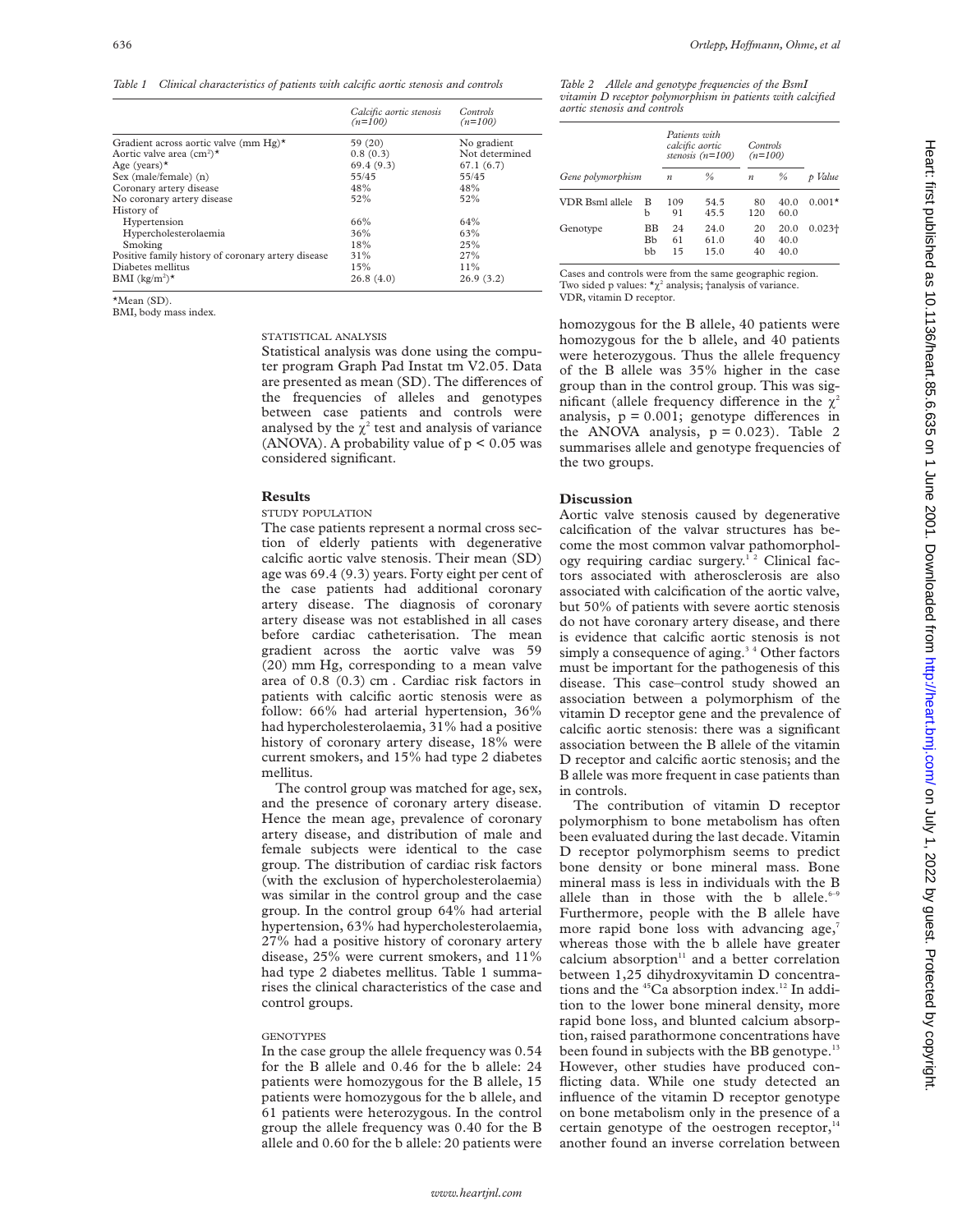*Table 1 Clinical characteristics of patients with calcific aortic stenosis and controls*

| | *Calcific aortic stenosis (n=100)* | *Controls (n=100)* |
|---|---|---|
| Gradient across aortic valve (mm Hg)* | 59 (20) | No gradient |
| Aortic valve area ($cm^2$)* | 0.8 (0.3) | Not determined |
| Age (years)* | 69.4 (9.3) | 67.1 (6.7) |
| Sex (male/female) (n) | 55/45 | 55/45 |
| Coronary artery disease | 48% | 48% |
| No coronary artery disease | 52% | 52% |
| History of | | |
| Hypertension | 66% | 64% |
| Hypercholesterolaemia | 36% | 63% |
| Smoking | 18% | 25% |
| Positive family history of coronary artery disease | 31% | 27% |
| Diabetes mellitus | 15% | 11% |
| BMI ($kg/m^2$)* | 26.8 (4.0) | 26.9 (3.2) |

*Mean (SD).
BMI, body mass index.

STATISTICAL ANALYSIS

Statistical analysis was done using the computer program Graph Pad Instat tm V2.05. Data are presented as mean (SD). The differences of the frequencies of alleles and genotypes between case patients and controls were analysed by the $\chi^2$ test and analysis of variance (ANOVA). A probability value of $p < 0.05$ was considered significant.

## Results

STUDY POPULATION

The case patients represent a normal cross section of elderly patients with degenerative calcific aortic valve stenosis. Their mean (SD) age was 69.4 (9.3) years. Forty eight per cent of the case patients had additional coronary artery disease. The diagnosis of coronary artery disease was not established in all cases before cardiac catheterisation. The mean gradient across the aortic valve was 59 (20) mm Hg, corresponding to a mean valve area of 0.8 (0.3) cm . Cardiac risk factors in patients with calcific aortic stenosis were as follow: 66% had arterial hypertension, 36% had hypercholesterolaemia, 31% had a positive history of coronary artery disease, 18% were current smokers, and 15% had type 2 diabetes mellitus.

The control group was matched for age, sex, and the presence of coronary artery disease. Hence the mean age, prevalence of coronary artery disease, and distribution of male and female subjects were identical to the case group. The distribution of cardiac risk factors (with the exclusion of hypercholesterolaemia) was similar in the control group and the case group. In the control group 64% had arterial hypertension, 63% had hypercholesterolaemia, 27% had a positive history of coronary artery disease, 25% were current smokers, and 11% had type 2 diabetes mellitus. Table 1 summarises the clinical characteristics of the case and control groups.

GENOTYPES

In the case group the allele frequency was 0.54 for the B allele and 0.46 for the b allele: 24 patients were homozygous for the B allele, 15 patients were homozygous for the b allele, and 61 patients were heterozygous. In the control group the allele frequency was 0.40 for the B allele and 0.60 for the b allele: 20 patients were homozygous for the B allele, 40 patients were homozygous for the b allele, and 40 patients were heterozygous. Thus the allele frequency of the B allele was 35% higher in the case group than in the control group. This was significant (allele frequency difference in the $\chi^2$ analysis, $p = 0.001$; genotype differences in the ANOVA analysis, $p = 0.023$). Table 2 summarises allele and genotype frequencies of the two groups.

*Table 2 Allele and genotype frequencies of the BsmI vitamin D receptor polymorphism in patients with calcified aortic stenosis and controls*

| | | Patients with calcific aortic stenosis (n=100) | | Controls (n=100) | | |
|---|---|---|---|---|---|---|
| *Gene polymorphism* | | *n* | *%* | *n* | *%* | *p Value* |
| VDR BsmI allele | B | 109 | 54.5 | 80 | 40.0 | 0.001* |
| | b | 91 | 45.5 | 120 | 60.0 | |
| Genotype | BB | 24 | 24.0 | 20 | 20.0 | 0.023† |
| | Bb | 61 | 61.0 | 40 | 40.0 | |
| | bb | 15 | 15.0 | 40 | 40.0 | |

Cases and controls were from the same geographic region.
Two sided p values: *$\chi^2$ analysis; †analysis of variance.
VDR, vitamin D receptor.

## Discussion

Aortic valve stenosis caused by degenerative calcification of the valvar structures has become the most common valvar pathomorphology requiring cardiac surgery.[1 2] Clinical factors associated with atherosclerosis are also associated with calcification of the aortic valve, but 50% of patients with severe aortic stenosis do not have coronary artery disease, and there is evidence that calcific aortic stenosis is not simply a consequence of aging.[3 4] Other factors must be important for the pathogenesis of this disease. This case–control study showed an association between a polymorphism of the vitamin D receptor gene and the prevalence of calcific aortic stenosis: there was a significant association between the B allele of the vitamin D receptor and calcific aortic stenosis; and the B allele was more frequent in case patients than in controls.

The contribution of vitamin D receptor polymorphism to bone metabolism has often been evaluated during the last decade. Vitamin D receptor polymorphism seems to predict bone density or bone mineral mass. Bone mineral mass is less in individuals with the B allele than in those with the b allele.[6–9] Furthermore, people with the B allele have more rapid bone loss with advancing age,[7] whereas those with the b allele have greater calcium absorption[11] and a better correlation between 1,25 dihydroxyvitamin D concentrations and the $^{45}$Ca absorption index.[12] In addition to the lower bone mineral density, more rapid bone loss, and blunted calcium absorption, raised parathormone concentrations have been found in subjects with the BB genotype.[13] However, other studies have produced conflicting data. While one study detected an influence of the vitamin D receptor genotype on bone metabolism only in the presence of a certain genotype of the oestrogen receptor,[14] another found an inverse correlation between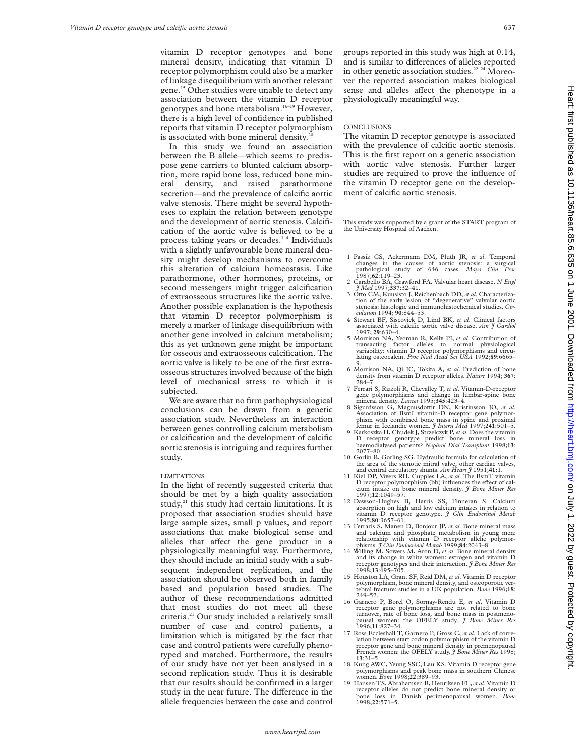vitamin D receptor genotypes and bone mineral density, indicating that vitamin D receptor polymorphism could also be a marker of linkage disequilibrium with another relevant gene.[15] Other studies were unable to detect any association between the vitamin D receptor genotypes and bone metabolism.[16–19] However, there is a high level of confidence in published reports that vitamin D receptor polymorphism is associated with bone mineral density.[20]

In this study we found an association between the B allele—which seems to predispose gene carriers to blunted calcium absorption, more rapid bone loss, reduced bone mineral density, and raised parathormone secretion—and the prevalence of calcific aortic valve stenosis. There might be several hypotheses to explain the relation between genotype and the development of aortic stenosis. Calcification of the aortic valve is believed to be a process taking years or decades.[1–4] Individuals with a slightly unfavourable bone mineral density might develop mechanisms to overcome this alteration of calcium homeostasis. Like parathormone, other hormones, proteins, or second messengers might trigger calcification of extraosseous structures like the aortic valve. Another possible explanation is the hypothesis that vitamin D receptor polymorphism is merely a marker of linkage disequilibrium with another gene involved in calcium metabolism; this as yet unknown gene might be important for osseous and extraosseous calcification. The aortic valve is likely to be one of the first extraosseous structures involved because of the high level of mechanical stress to which it is subjected.

We are aware that no firm pathophysiological conclusions can be drawn from a genetic association study. Nevertheless an interaction between genes controlling calcium metabolism or calcification and the development of calcific aortic stenosis is intriguing and requires further study.

### LIMITATIONS

In the light of recently suggested criteria that should be met by a high quality association study,[21] this study had certain limitations. It is proposed that association studies should have large sample sizes, small p values, and report associations that make biological sense and alleles that affect the gene product in a physiologically meaningful way. Furthermore, they should include an initial study with a subsequent independent replication, and the association should be observed both in family based and population based studies. The author of these recommendations admitted that most studies do not meet all these criteria.[21] Our study included a relatively small number of case and control patients, a limitation which is mitigated by the fact that case and control patients were carefully phenotyped and matched. Furthermore, the results of our study have not yet been analysed in a second replication study. Thus it is desirable that our results should be confirmed in a larger study in the near future. The difference in the allele frequencies between the case and control groups reported in this study was high at 0.14, and is similar to differences of alleles reported in other genetic association studies.[22–24] Moreover the reported association makes biological sense and alleles affect the phenotype in a physiologically meaningful way.

### CONCLUSIONS

The vitamin D receptor genotype is associated with the prevalence of calcific aortic stenosis. This is the first report on a genetic association with aortic valve stenosis. Further larger studies are required to prove the influence of the vitamin D receptor gene on the development of calcific aortic stenosis.

This study was supported by a grant of the START program of the University Hospital of Aachen.

1 Passik CS, Ackermann DM, Pluth JR, *et al*. Temporal changes in the causes of aortic stenosis: a surgical pathological study of 646 cases. *Mayo Clin Proc* 1987;**62**:119–23.
2 Carabello BA, Crawford FA. Valvular heart disease. *N Engl J Med* 1997;**337**:32–41.
3 Otto CM, Kuusisto J, Reichenbach DD, *et al*. Characterization of the early lesion of "degenerative" valvular aortic stenosis: histologic and immunohistochemical studies. *Circulation* 1994; **90**:844–53.
4 Stewart BF, Siscovick D, Lind BK, *et al*. Clinical factors associated with calcific aortic valve disease. *Am J Cardiol* 1997; **29**:630–4.
5 Morrison NA, Yeoman R, Kelly PJ, *et al*. Contribution of transacting factor alleles to normal physiological variability: vitamin D receptor polymorphisms and circulating osteocalcin. *Proc Natl Acad Sci USA* 1992;**89**:6665–9.
6 Morrison NA, Qi JC, Tokita A, *et al*. Prediction of bone density from vitamin D receptor alleles. *Nature* 1994; **367**: 284–7.
7 Ferrari S, Rizzoli R, Chevalley T, *et al*. Vitamin-D-receptor gene polymorphisms and change in lumbar-spine bone mineral density. *Lancet* 1995;**345**:423–4.
8 Sigurdsson G, Magnusdottir DN, Kristinsson JO, *et al*. Association of BsmI vitamin-D receptor gene polymorphism with combined bone mass in spine and proximal femur in Icelandic women. *J Intern Med* 1997;**241**:501–5.
9 Karkoszka H, Chudek J, Strzelczyk P, *et al*. Does the vitamin D receptor genotype predict bone mineral loss in haemodialysed patients? *Nephrol Dial Transplant* 1998;**13**: 2077–80.
10 Gorlin R, Gorling SG. Hydraulic formula for calculation of the area of the stenotic mitral valve, other cardiac valves, and central circulatory shunts. *Am Heart J* 1951;**41:**1.
11 Kiel DP, Myers RH, Cupples LA, *et al*. The BsmT vitamin D receptor polymorphism (bb) influences the effect of calcium intake on bone mineral density. *J Bone Miner Res* 1997;**12**:1049–57.
12 Dawson-Hughes B, Harris SS, Finneran S. Calcium absorption on high and low calcium intakes in relation to vitamin D receptor genotype. *J Clin Endocrinol Metab* 1995;**80**:3657–61.
13 Ferraris S, Manen D, Bonjour JP, *et al*. Bone mineral mass and calcium and phosphate metabolism in young men: relationship with vitamin D receptor allelic polymorphisms. *J Clin Endocrinol Metab* 1999;**84**:2043–8.
14 Willing M, Sowers M, Aron D, *et al*. Bone mineral density and its change in white women: estrogen and vitamin D receptor genotypes and their interaction. *J Bone Miner Res* 1998;**13**:695–705.
15 Houston LA, Grant SF, Reid DM, *et al*. Vitamin D receptor polymorphism, bone mineral density, and osteoporotic vertebral fracture: studies in a UK population. *Bone* 1996;**18**: 249–52.
16 Garnero P, Borel O, Sornay-Rendu E, *et al*. Vitamin D receptor gene polymorphisms are not related to bone turnover, rate of bone loss, and bone mass in postmenopausal women: the OFELY study. *J Bone Miner Res* 1996;**11**:827–34.
17 Ross Eccleshall T, Garnero P, Gross C, *et al*. Lack of correlation between start codon polymorphism of the vitamin D receptor gene and bone mineral density in premenopausal French women: the OFELY study. *J Bone Miner Res* 1998; **13**:31–5.
18 Kung AWC, Yeung SSC, Lau KS. Vitamin D receptor gene polymorphisms and peak bone mass in southern Chinese women. *Bone* 1998;**22**:389–93.
19 Hansen TS, Abrahamsen B, Henriksen FL, *et al*. Vitamin D receptor alleles do not predict bone mineral density or bone loss in Danish perimenopausal women. *Bone* 1998;**22**:571–5.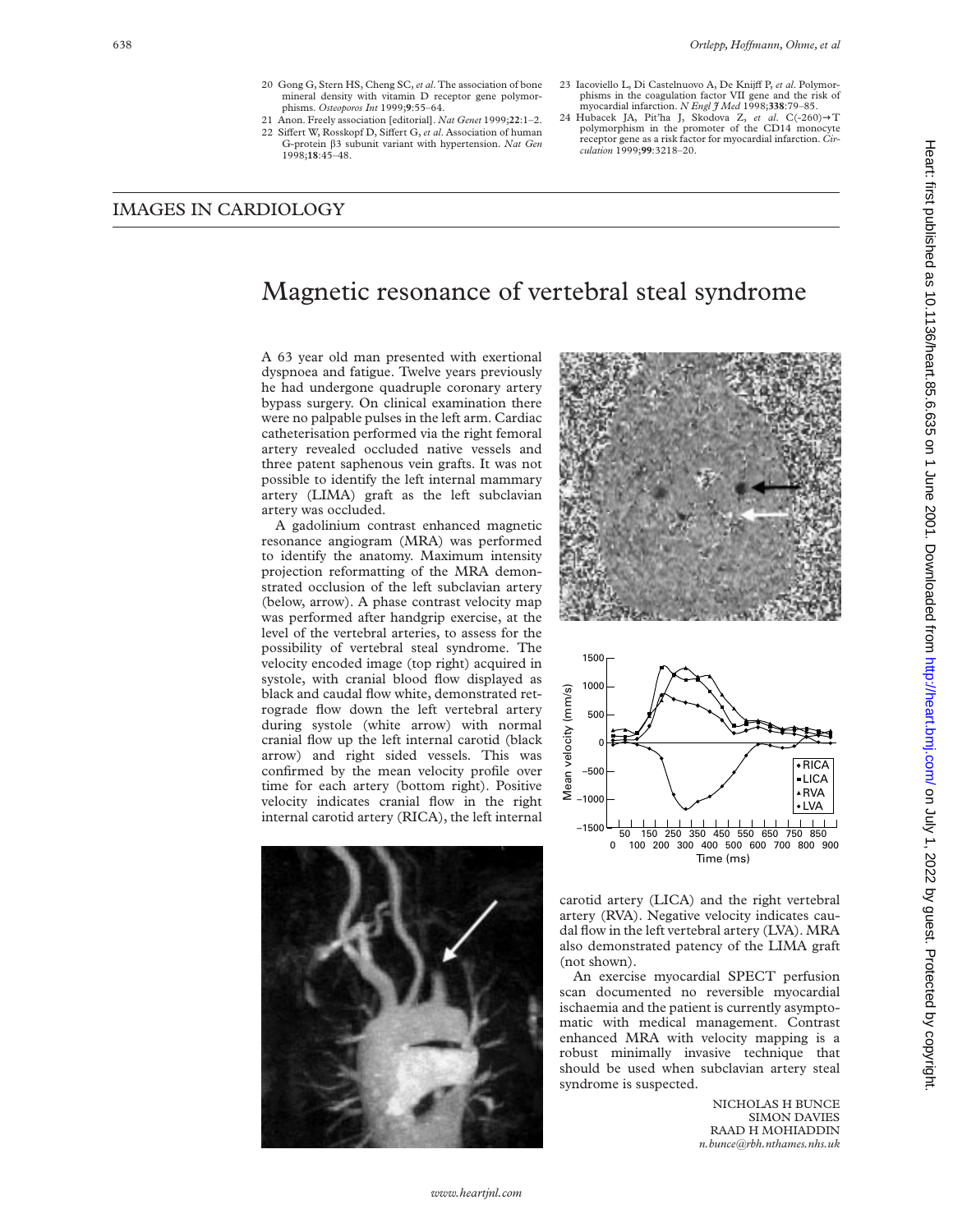20 Gong G, Stern HS, Cheng SC, *et al*. The association of bone mineral density with vitamin D receptor gene polymorphisms. *Osteoporos Int* 1999;**9**:55–64.

21 Anon. Freely association [editorial]. *Nat Genet* 1999;**22**:1–2.

22 Siffert W, Rosskopf D, Siffert G, *et al*. Association of human G-protein β3 subunit variant with hypertension. *Nat Gen* 1998;**18**:45–48.

23 Iacoviello L, Di Castelnuovo A, De Knijff P, *et al*. Polymorphisms in the coagulation factor VII gene and the risk of myocardial infarction. *N Engl J Med* 1998;**338**:79–85.

24 Hubacek JA, Pit'ha J, Skodova Z, *et al*. C(-260)→T polymorphism in the promoter of the CD14 monocyte receptor gene as a risk factor for myocardial infarction. *Circulation* 1999;**99**:3218–20.

## IMAGES IN CARDIOLOGY

# Magnetic resonance of vertebral steal syndrome

A 63 year old man presented with exertional dyspnoea and fatigue. Twelve years previously he had undergone quadruple coronary artery bypass surgery. On clinical examination there were no palpable pulses in the left arm. Cardiac catheterisation performed via the right femoral artery revealed occluded native vessels and three patent saphenous vein grafts. It was not possible to identify the left internal mammary artery (LIMA) graft as the left subclavian artery was occluded.

A gadolinium contrast enhanced magnetic resonance angiogram (MRA) was performed to identify the anatomy. Maximum intensity projection reformatting of the MRA demonstrated occlusion of the left subclavian artery (below, arrow). A phase contrast velocity map was performed after handgrip exercise, at the level of the vertebral arteries, to assess for the possibility of vertebral steal syndrome. The velocity encoded image (top right) acquired in systole, with cranial blood flow displayed as black and caudal flow white, demonstrated retrograde flow down the left vertebral artery during systole (white arrow) with normal cranial flow up the left internal carotid (black arrow) and right sided vessels. This was confirmed by the mean velocity profile over time for each artery (bottom right). Positive velocity indicates cranial flow in the right internal carotid artery (RICA), the left internal carotid artery (LICA) and the right vertebral artery (RVA). Negative velocity indicates caudal flow in the left vertebral artery (LVA). MRA also demonstrated patency of the LIMA graft (not shown).

Mean velocity (mm/s)
1500
1000
500
0
−500
−1000
−1500
50 150 250 350 450 550 650 750 850
0 100 200 300 400 500 600 700 800 900
Time (ms)
RICA
LICA
RVA
LVA

An exercise myocardial SPECT perfusion scan documented no reversible myocardial ischaemia and the patient is currently asymptomatic with medical management. Contrast enhanced MRA with velocity mapping is a robust minimally invasive technique that should be used when subclavian artery steal syndrome is suspected.

NICHOLAS H BUNCE
SIMON DAVIES
RAAD H MOHIADDIN
*n.bunce@rbh.nthames.nhs.uk*